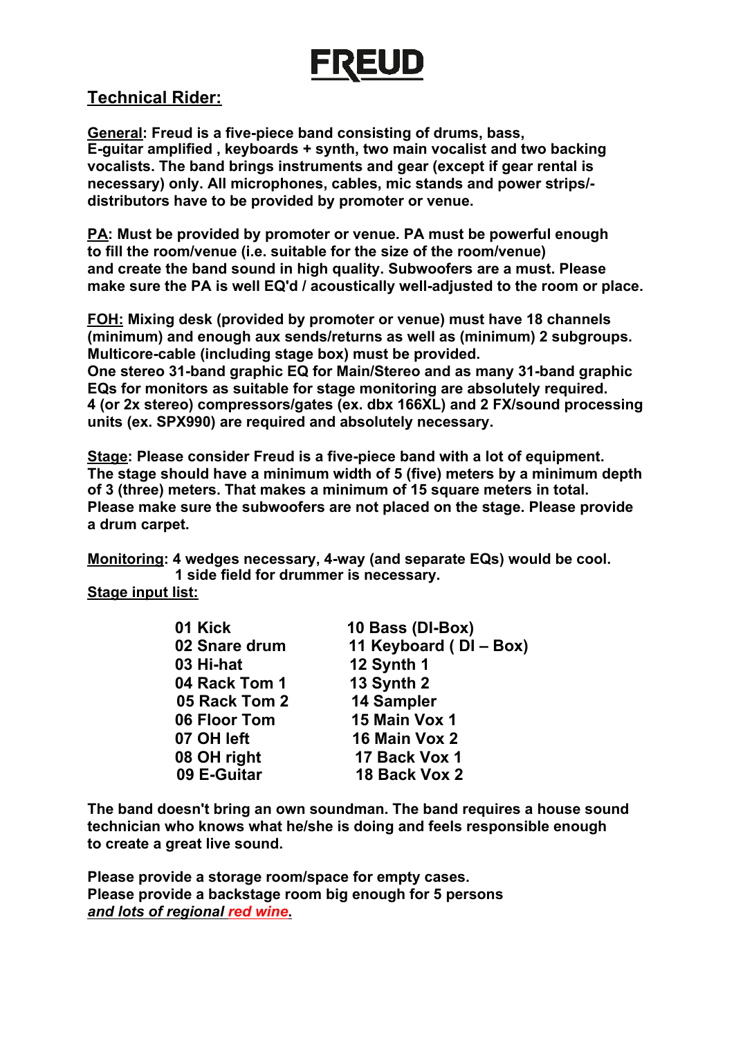# FREUD

## Technical Rider:

**General: Freud is a five-piece band consisting of drums, bass, E-guitar amplified , keyboards + synth, two main vocalist and two backing vocalists. The band brings instruments and gear (except if gear rental is necessary) only. All microphones, cables, mic stands and power strips/-distributors have to be provided by promoter or venue.**

**PA: Must be provided by promoter or venue. PA must be powerful enough to fill the room/venue (i.e. suitable for the size of the room/venue) and create the band sound in high quality. Subwoofers are a must. Please make sure the PA is well EQ'd / acoustically well-adjusted to the room or place.**

**FOH: Mixing desk (provided by promoter or venue) must have 18 channels (minimum) and enough aux sends/returns as well as (minimum) 2 subgroups. Multicore-cable (including stage box) must be provided.**
**One stereo 31-band graphic EQ for Main/Stereo and as many 31-band graphic EQs for monitors as suitable for stage monitoring are absolutely required.**
**4 (or 2x stereo) compressors/gates (ex. dbx 166XL) and 2 FX/sound processing units (ex. SPX990) are required and absolutely necessary.**

**Stage: Please consider Freud is a five-piece band with a lot of equipment. The stage should have a minimum width of 5 (five) meters by a minimum depth of 3 (three) meters. That makes a minimum of 15 square meters in total. Please make sure the subwoofers are not placed on the stage. Please provide a drum carpet.**

**Monitoring: 4 wedges necessary, 4-way (and separate EQs) would be cool.**
**1 side field for drummer is necessary.**

**Stage input list:**

| | |
|---|---|
| 01 Kick | 10 Bass (DI-Box) |
| 02 Snare drum | 11 Keyboard ( DI – Box) |
| 03 Hi-hat | 12 Synth 1 |
| 04 Rack Tom 1 | 13 Synth 2 |
| 05 Rack Tom 2 | 14 Sampler |
| 06 Floor Tom | 15 Main Vox 1 |
| 07 OH left | 16 Main Vox 2 |
| 08 OH right | 17 Back Vox 1 |
| 09 E-Guitar | 18 Back Vox 2 |

**The band doesn't bring an own soundman. The band requires a house sound technician who knows what he/she is doing and feels responsible enough to create a great live sound.**

**Please provide a storage room/space for empty cases.**
**Please provide a backstage room big enough for 5 persons**
***and lots of regional red wine.***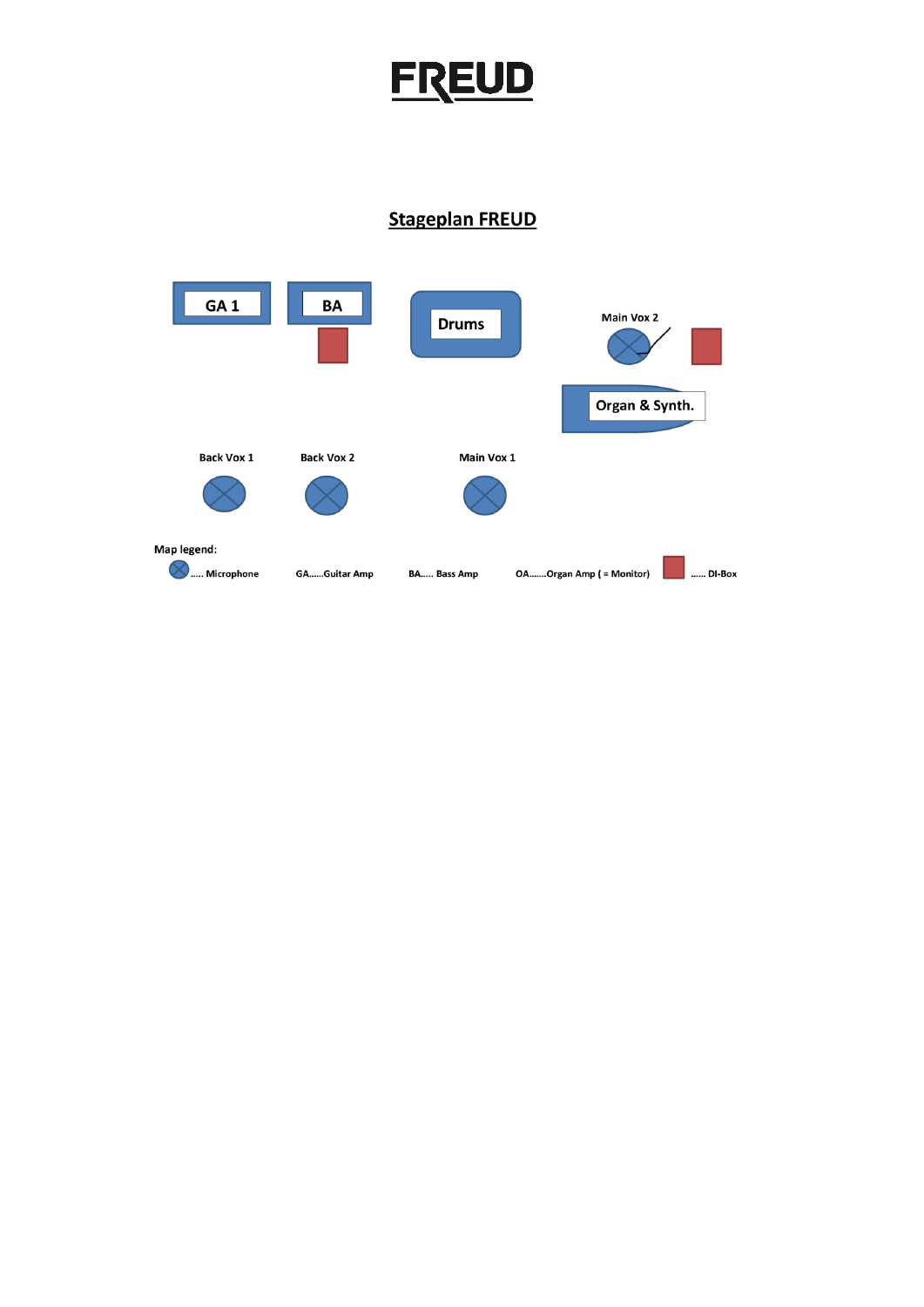# FREUD

## Stageplan FREUD

GA 1

BA

Drums

Main Vox 2

Organ & Synth.

Back Vox 1

Back Vox 2

Main Vox 1

Map legend:

..... Microphone

GA......Guitar Amp

BA..... Bass Amp

OA.......Organ Amp ( = Monitor)

...... DI-Box